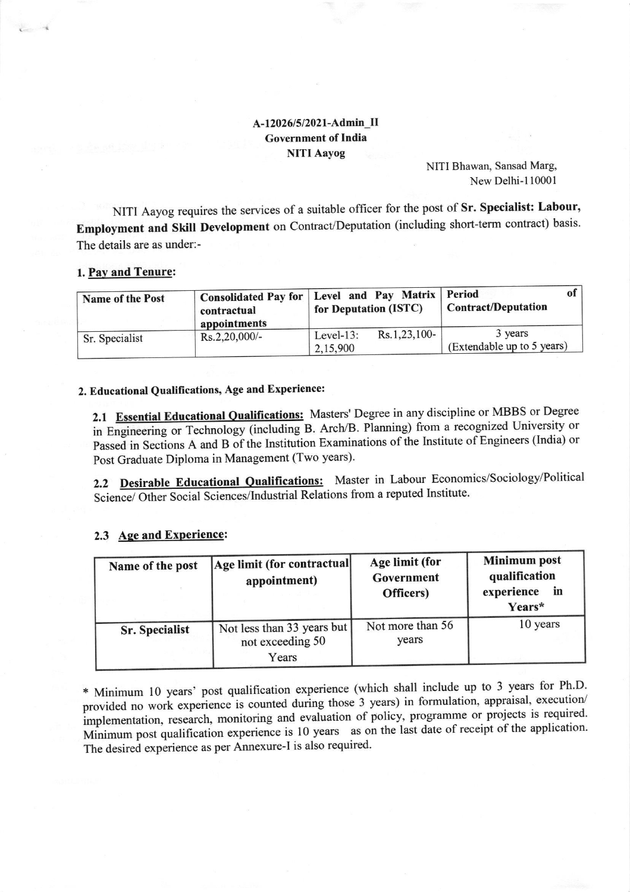**A-12026/5/2021-Admin_II**
**Government of India**
**NITI Aayog**

NITI Bhawan, Sansad Marg,
New Delhi-110001

NITI Aayog requires the services of a suitable officer for the post of **Sr. Specialist: Labour, Employment and Skill Development** on Contract/Deputation (including short-term contract) basis. The details are as under:-

## 1. Pay and Tenure:

| Name of the Post | Consolidated Pay for contractual appointments | Level and Pay Matrix for Deputation (ISTC) | Period of Contract/Deputation |
|---|---|---|---|
| Sr. Specialist | Rs.2,20,000/- | Level-13: Rs.1,23,100-2,15,900 | 3 years (Extendable up to 5 years) |

## 2. Educational Qualifications, Age and Experience:

**2.1 Essential Educational Qualifications:** Masters' Degree in any discipline or MBBS or Degree in Engineering or Technology (including B. Arch/B. Planning) from a recognized University or Passed in Sections A and B of the Institution Examinations of the Institute of Engineers (India) or Post Graduate Diploma in Management (Two years).

**2.2 Desirable Educational Qualifications:** Master in Labour Economics/Sociology/Political Science/ Other Social Sciences/Industrial Relations from a reputed Institute.

**2.3 Age and Experience:**

| Name of the post | Age limit (for contractual appointment) | Age limit (for Government Officers) | Minimum post qualification experience in Years* |
|---|---|---|---|
| **Sr. Specialist** | Not less than 33 years but not exceeding 50 Years | Not more than 56 years | 10 years |

* Minimum 10 years' post qualification experience (which shall include up to 3 years for Ph.D. provided no work experience is counted during those 3 years) in formulation, appraisal, execution/ implementation, research, monitoring and evaluation of policy, programme or projects is required. Minimum post qualification experience is 10 years as on the last date of receipt of the application. The desired experience as per Annexure-I is also required.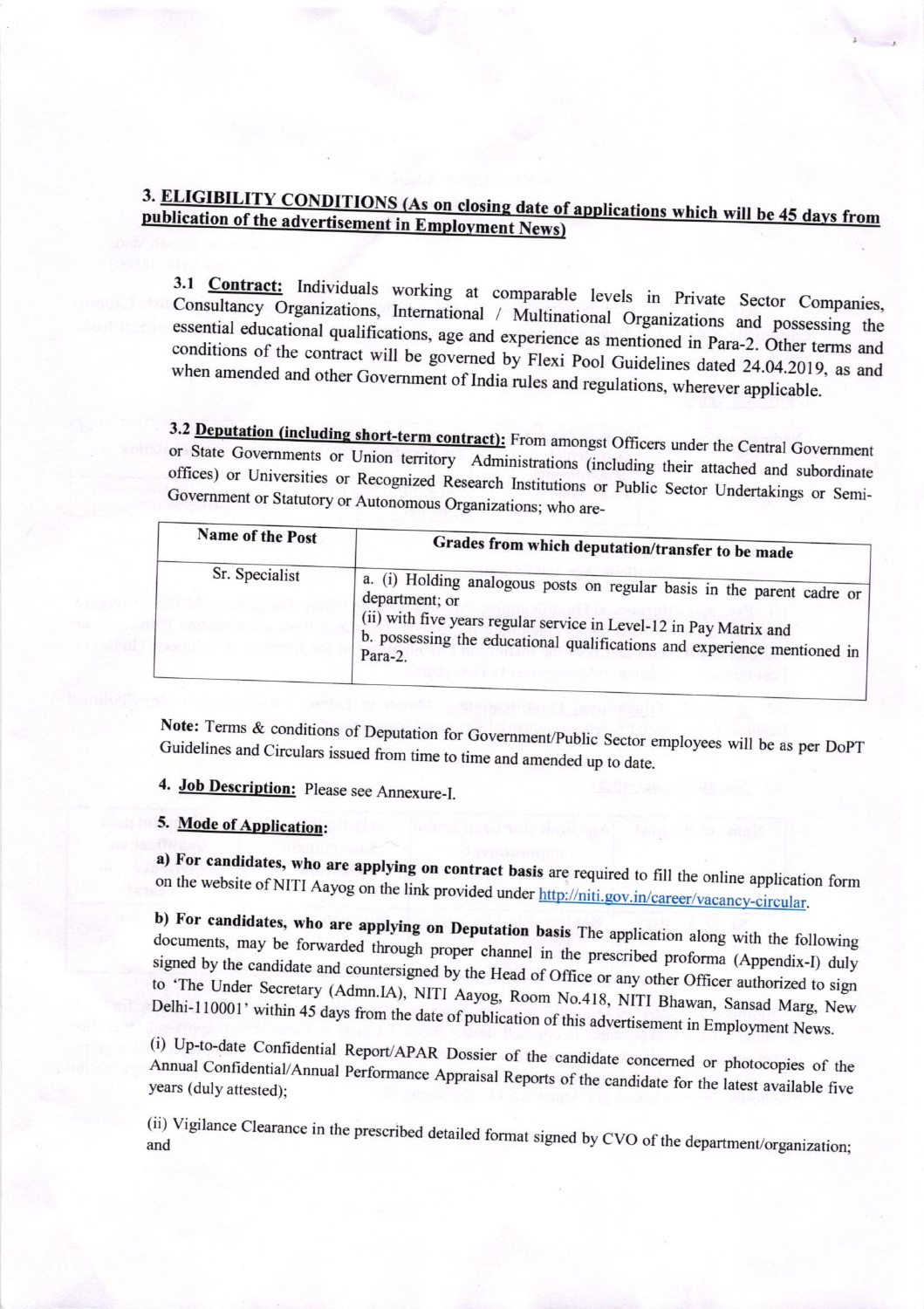## 3. ELIGIBILITY CONDITIONS (As on closing date of applications which will be 45 days from publication of the advertisement in Employment News)

**3.1 Contract:** Individuals working at comparable levels in Private Sector Companies, Consultancy Organizations, International / Multinational Organizations and possessing the essential educational qualifications, age and experience as mentioned in Para-2. Other terms and conditions of the contract will be governed by Flexi Pool Guidelines dated 24.04.2019, as and when amended and other Government of India rules and regulations, wherever applicable.

**3.2 Deputation (including short-term contract):** From amongst Officers under the Central Government or State Governments or Union territory Administrations (including their attached and subordinate offices) or Universities or Recognized Research Institutions or Public Sector Undertakings or Semi-Government or Statutory or Autonomous Organizations; who are-

| Name of the Post | Grades from which deputation/transfer to be made |
|---|---|
| Sr. Specialist | a. (i) Holding analogous posts on regular basis in the parent cadre or department; or<br>(ii) with five years regular service in Level-12 in Pay Matrix and<br>b. possessing the educational qualifications and experience mentioned in Para-2. |

**Note:** Terms & conditions of Deputation for Government/Public Sector employees will be as per DoPT Guidelines and Circulars issued from time to time and amended up to date.

## 4. Job Description: Please see Annexure-I.

## 5. Mode of Application:

**a) For candidates, who are applying on contract basis** are required to fill the online application form on the website of NITI Aayog on the link provided under http://niti.gov.in/career/vacancy-circular.

**b) For candidates, who are applying on Deputation basis** The application along with the following documents, may be forwarded through proper channel in the prescribed proforma (Appendix-I) duly signed by the candidate and countersigned by the Head of Office or any other Officer authorized to sign to 'The Under Secretary (Admn.IA), NITI Aayog, Room No.418, NITI Bhawan, Sansad Marg, New Delhi-110001' within 45 days from the date of publication of this advertisement in Employment News.

(i) Up-to-date Confidential Report/APAR Dossier of the candidate concerned or photocopies of the Annual Confidential/Annual Performance Appraisal Reports of the candidate for the latest available five years (duly attested);

(ii) Vigilance Clearance in the prescribed detailed format signed by CVO of the department/organization; and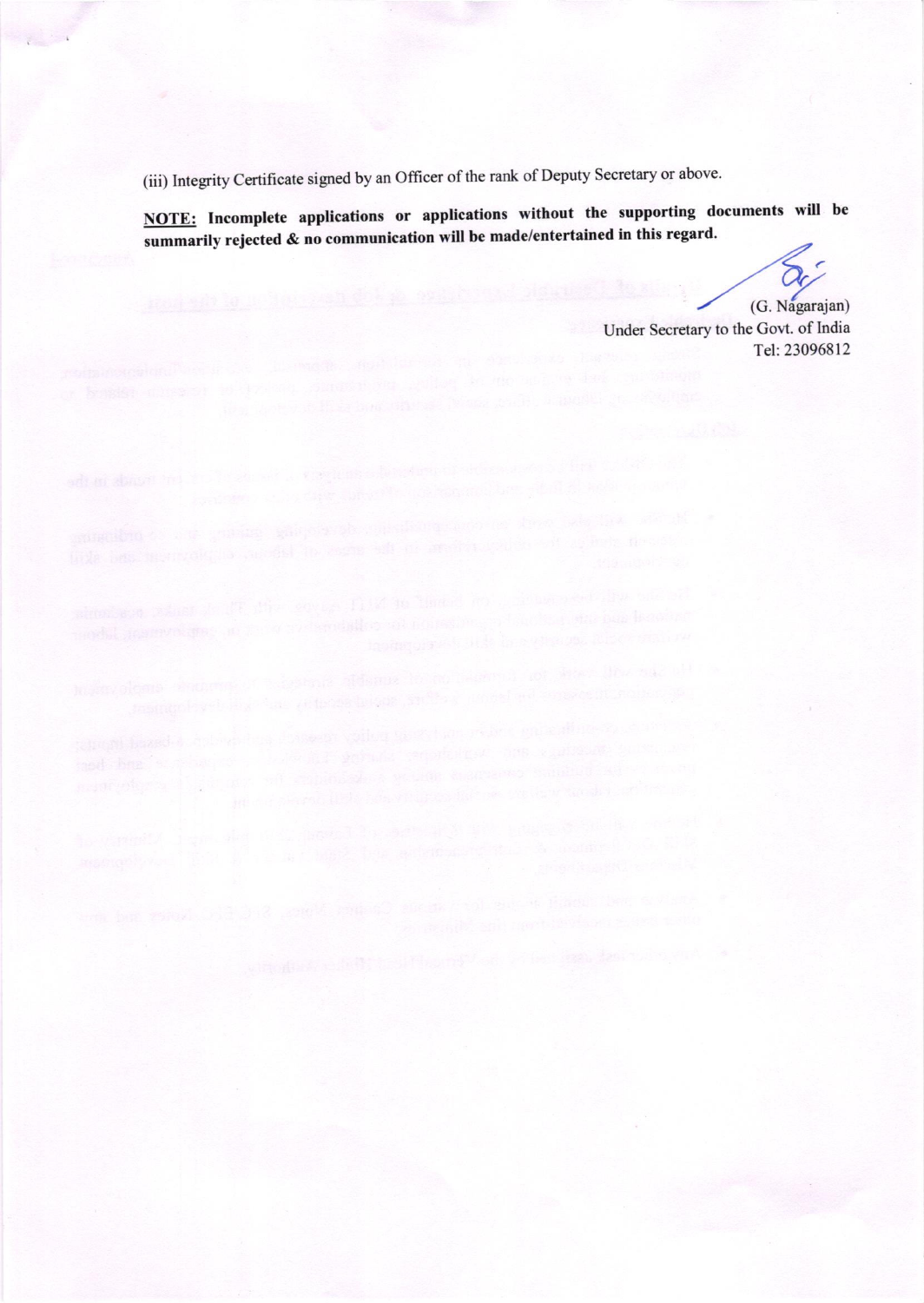(iii) Integrity Certificate signed by an Officer of the rank of Deputy Secretary or above.

**NOTE: Incomplete applications or applications without the supporting documents will be summarily rejected & no communication will be made/entertained in this regard.**

(G. Nagarajan)
Under Secretary to the Govt. of India
Tel: 23096812